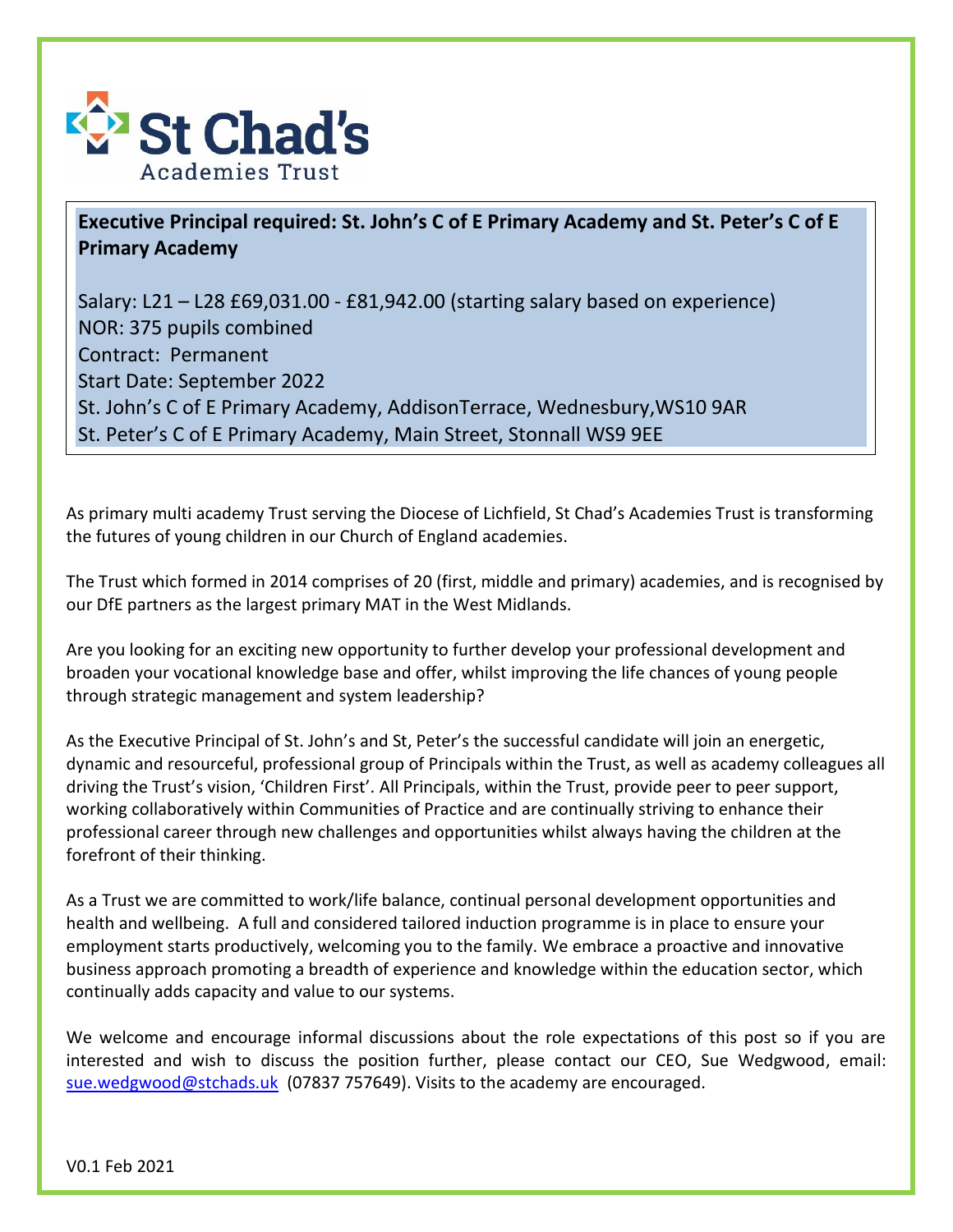**St Chad's**
Academies Trust

**Executive Principal required: St. John's C of E Primary Academy and St. Peter's C of E Primary Academy**

Salary: L21 – L28 £69,031.00 - £81,942.00 (starting salary based on experience)
NOR: 375 pupils combined
Contract: Permanent
Start Date: September 2022
St. John's C of E Primary Academy, AddisonTerrace, Wednesbury,WS10 9AR
St. Peter's C of E Primary Academy, Main Street, Stonnall WS9 9EE

As primary multi academy Trust serving the Diocese of Lichfield, St Chad's Academies Trust is transforming the futures of young children in our Church of England academies.

The Trust which formed in 2014 comprises of 20 (first, middle and primary) academies, and is recognised by our DfE partners as the largest primary MAT in the West Midlands.

Are you looking for an exciting new opportunity to further develop your professional development and broaden your vocational knowledge base and offer, whilst improving the life chances of young people through strategic management and system leadership?

As the Executive Principal of St. John's and St, Peter's the successful candidate will join an energetic, dynamic and resourceful, professional group of Principals within the Trust, as well as academy colleagues all driving the Trust's vision, 'Children First'. All Principals, within the Trust, provide peer to peer support, working collaboratively within Communities of Practice and are continually striving to enhance their professional career through new challenges and opportunities whilst always having the children at the forefront of their thinking.

As a Trust we are committed to work/life balance, continual personal development opportunities and health and wellbeing. A full and considered tailored induction programme is in place to ensure your employment starts productively, welcoming you to the family. We embrace a proactive and innovative business approach promoting a breadth of experience and knowledge within the education sector, which continually adds capacity and value to our systems.

We welcome and encourage informal discussions about the role expectations of this post so if you are interested and wish to discuss the position further, please contact our CEO, Sue Wedgwood, email: sue.wedgwood@stchads.uk (07837 757649). Visits to the academy are encouraged.

V0.1 Feb 2021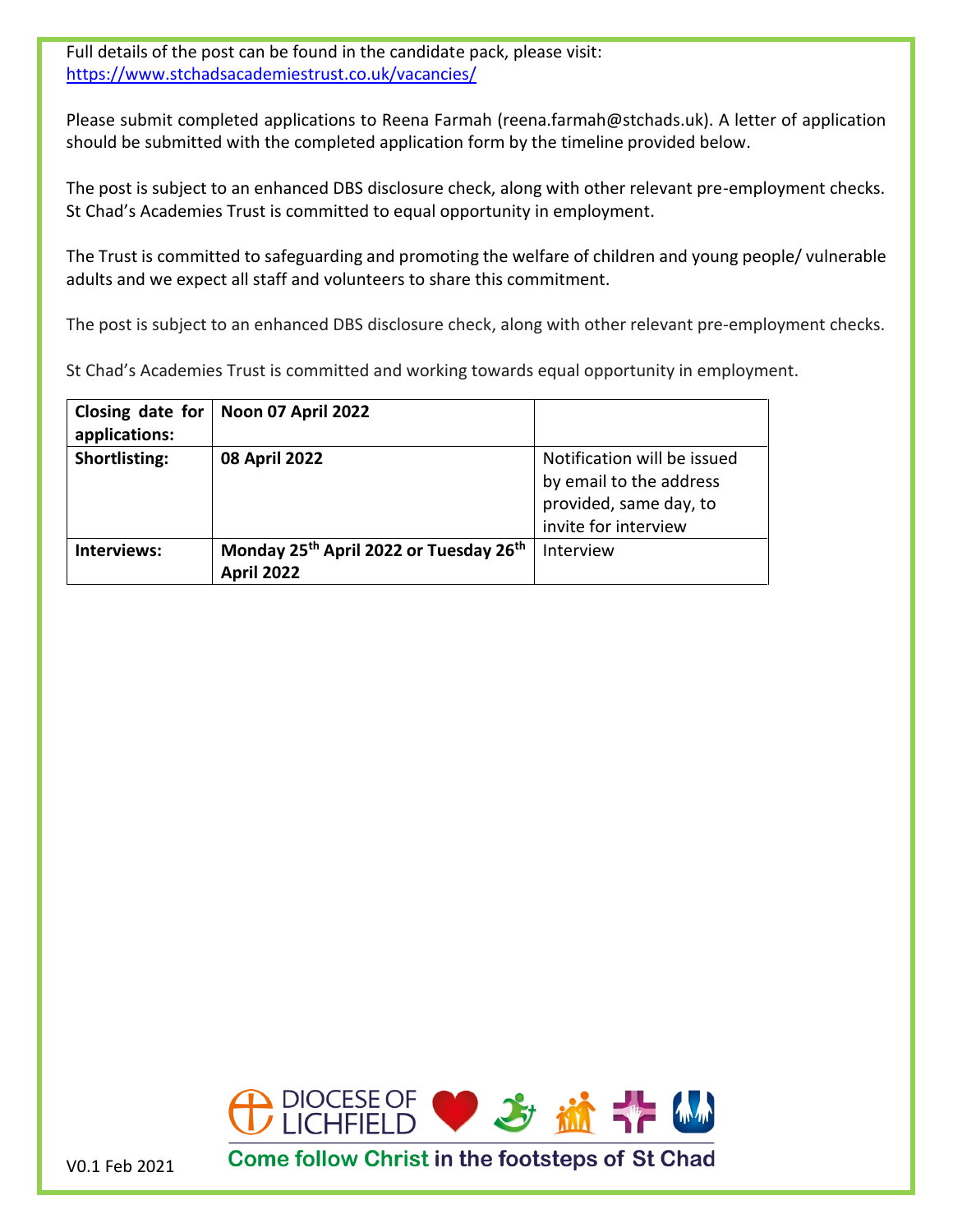Full details of the post can be found in the candidate pack, please visit: https://www.stchadsacademiestrust.co.uk/vacancies/

Please submit completed applications to Reena Farmah (reena.farmah@stchads.uk). A letter of application should be submitted with the completed application form by the timeline provided below.

The post is subject to an enhanced DBS disclosure check, along with other relevant pre-employment checks. St Chad's Academies Trust is committed to equal opportunity in employment.

The Trust is committed to safeguarding and promoting the welfare of children and young people/ vulnerable adults and we expect all staff and volunteers to share this commitment.

The post is subject to an enhanced DBS disclosure check, along with other relevant pre-employment checks.

St Chad's Academies Trust is committed and working towards equal opportunity in employment.

| | | |
|---|---|---|
| **Closing date for applications:** | **Noon 07 April 2022** | |
| **Shortlisting:** | **08 April 2022** | Notification will be issued by email to the address provided, same day, to invite for interview |
| **Interviews:** | **Monday 25th April 2022 or Tuesday 26th April 2022** | Interview |

DIOCESE OF LICHFIELD

Come follow Christ in the footsteps of St Chad

V0.1 Feb 2021